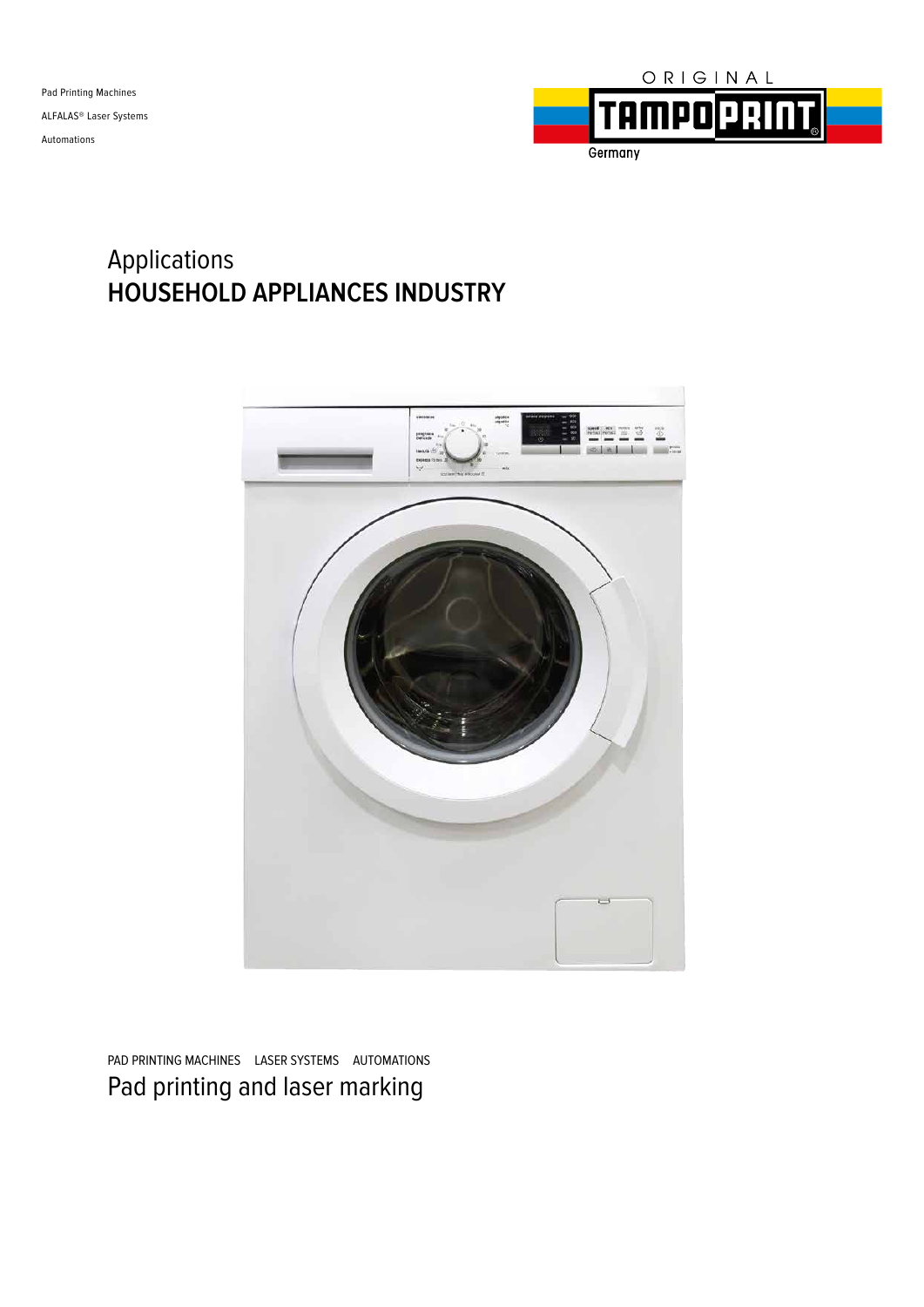Pad Printing Machines

ALFALAS® Laser Systems

Automations

ORIGINAL TAMPOPRINT Germany

# Applications
# HOUSEHOLD APPLIANCES INDUSTRY

PAD PRINTING MACHINES LASER SYSTEMS AUTOMATIONS

## Pad printing and laser marking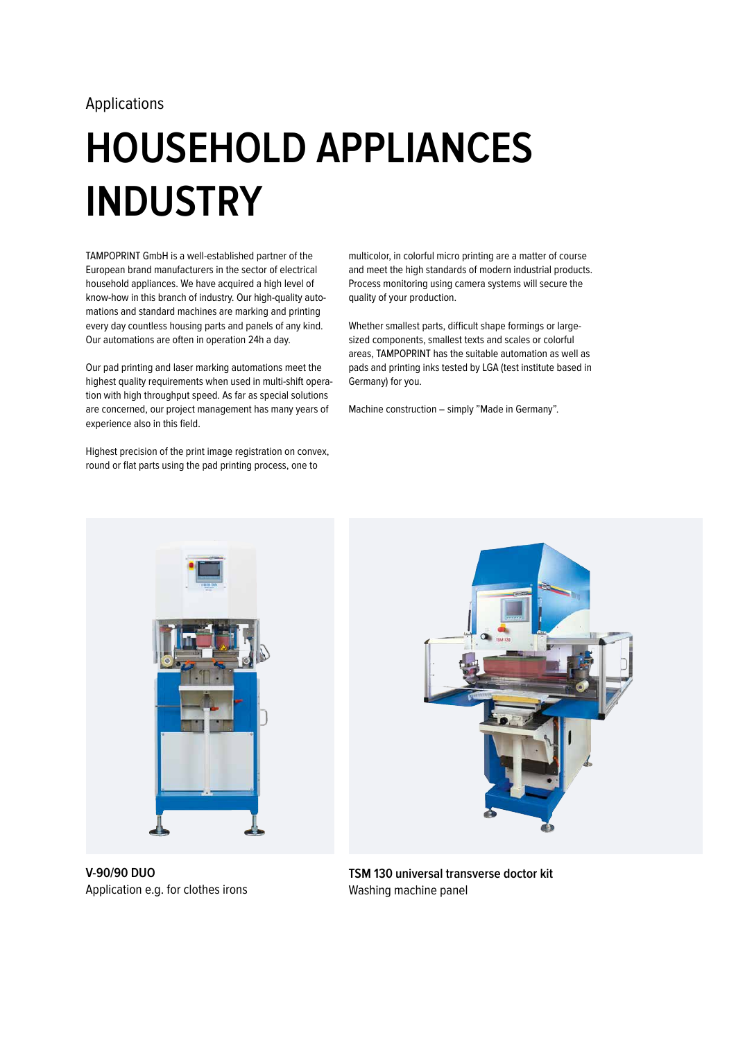Applications

# HOUSEHOLD APPLIANCES INDUSTRY

TAMPOPRINT GmbH is a well-established partner of the European brand manufacturers in the sector of electrical household appliances. We have acquired a high level of know-how in this branch of industry. Our high-quality automations and standard machines are marking and printing every day countless housing parts and panels of any kind. Our automations are often in operation 24h a day.

Our pad printing and laser marking automations meet the highest quality requirements when used in multi-shift operation with high throughput speed. As far as special solutions are concerned, our project management has many years of experience also in this field.

Highest precision of the print image registration on convex, round or flat parts using the pad printing process, one to multicolor, in colorful micro printing are a matter of course and meet the high standards of modern industrial products. Process monitoring using camera systems will secure the quality of your production.

Whether smallest parts, difficult shape formings or large-sized components, smallest texts and scales or colorful areas, TAMPOPRINT has the suitable automation as well as pads and printing inks tested by LGA (test institute based in Germany) for you.

Machine construction – simply "Made in Germany".

**V-90/90 DUO**
Application e.g. for clothes irons

**TSM 130 universal transverse doctor kit**
Washing machine panel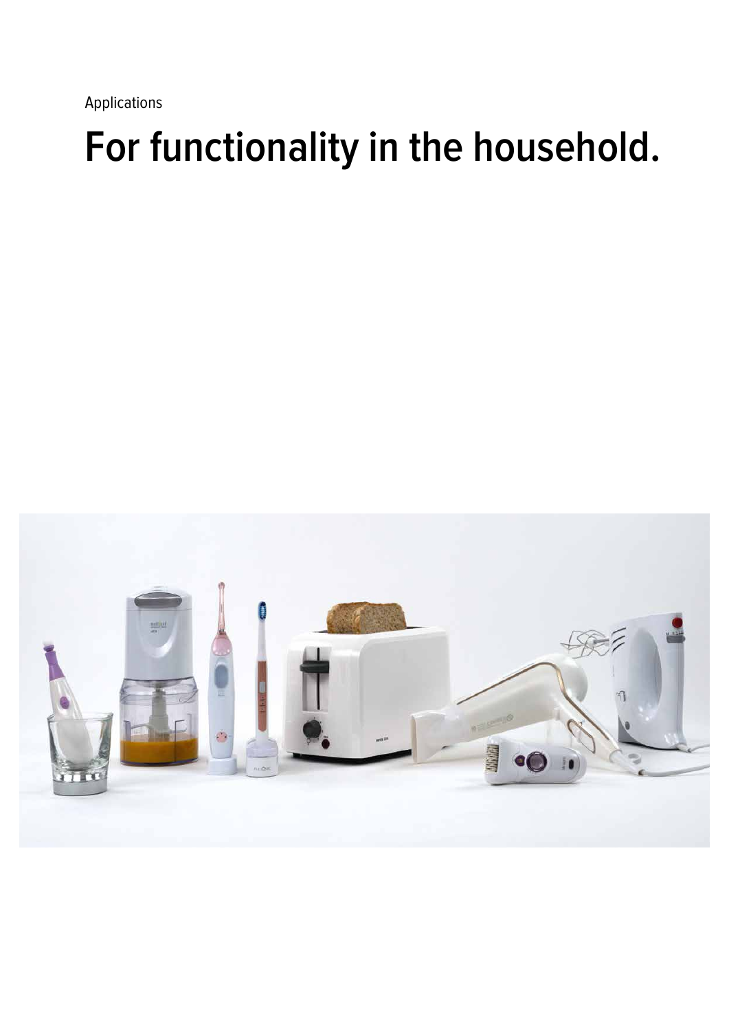Applications

# For functionality in the household.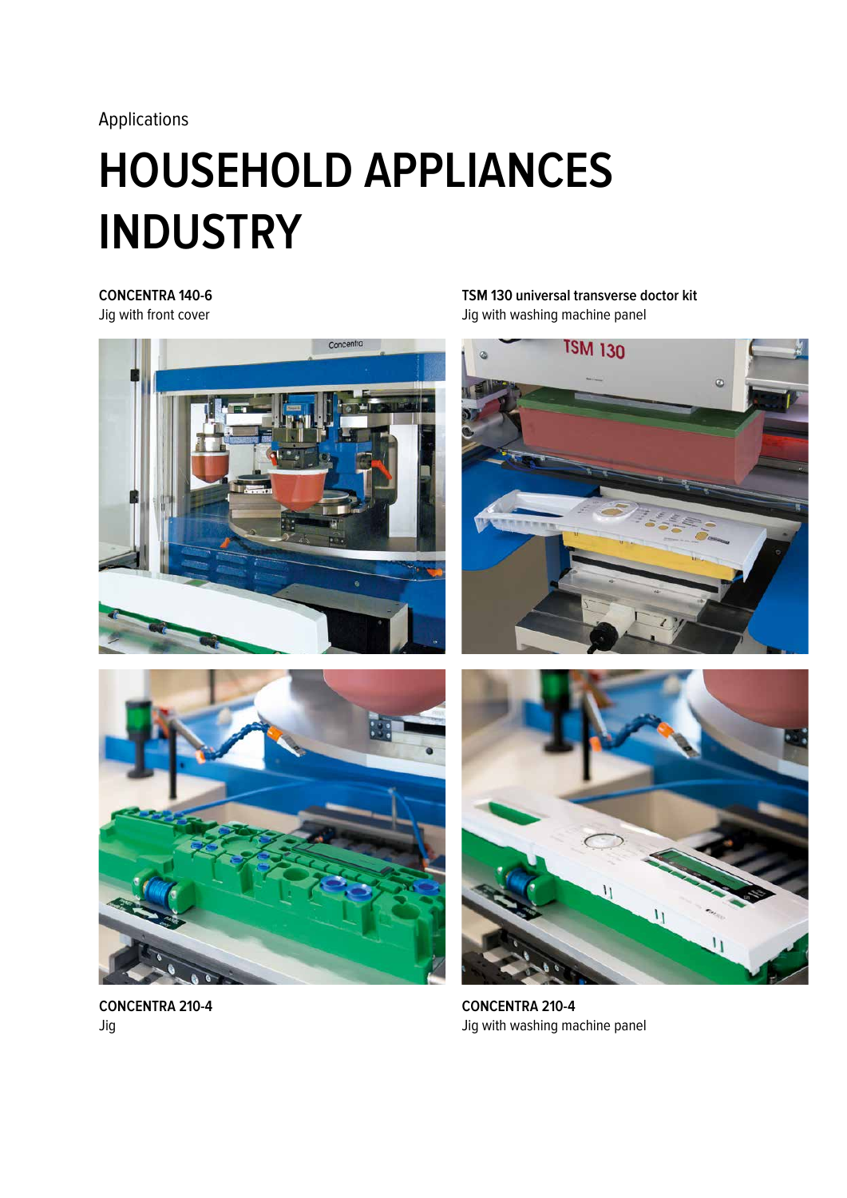Applications

# HOUSEHOLD APPLIANCES INDUSTRY

**CONCENTRA 140-6**
Jig with front cover

**TSM 130 universal transverse doctor kit**
Jig with washing machine panel

**CONCENTRA 210-4**
Jig

**CONCENTRA 210-4**
Jig with washing machine panel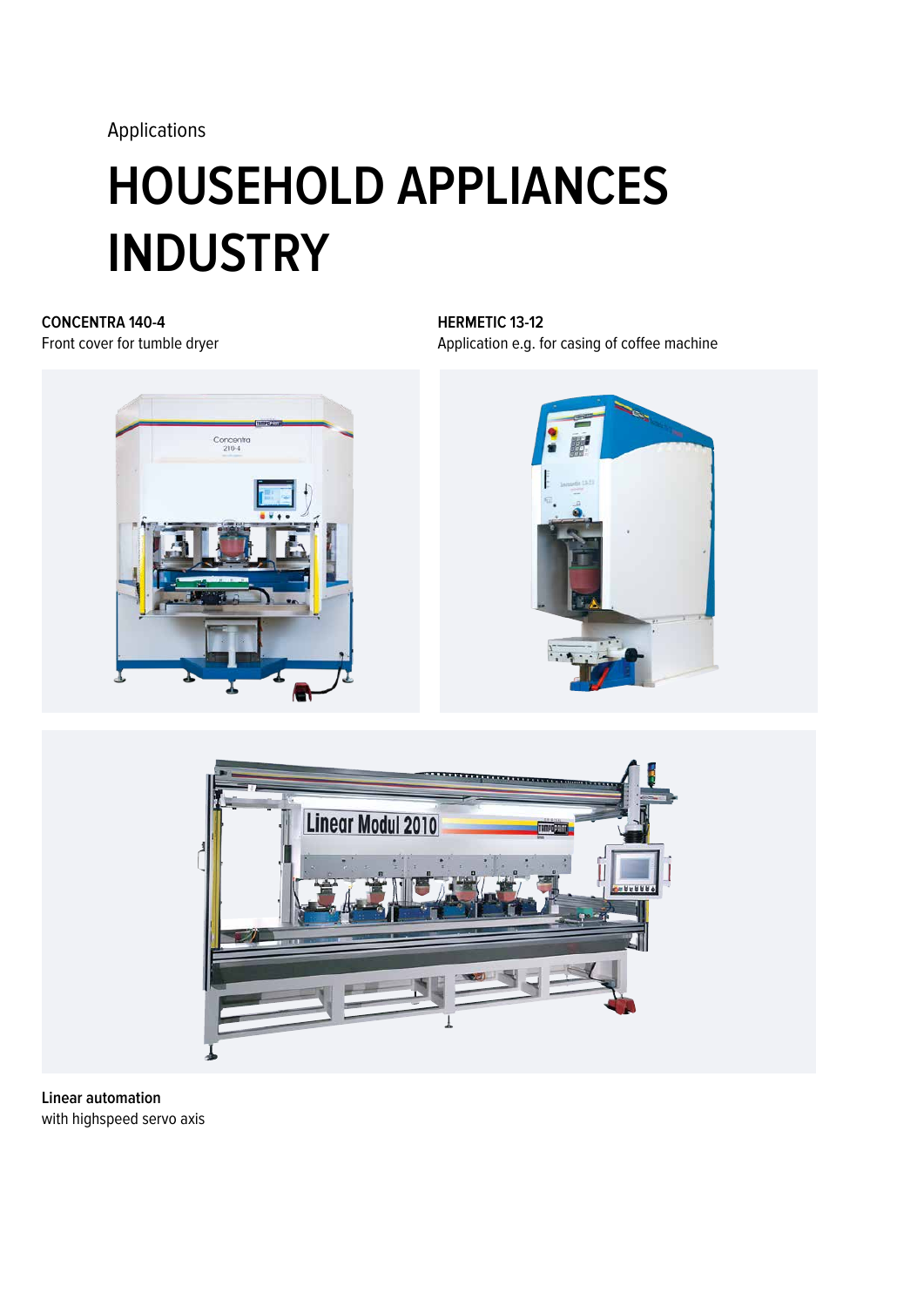Applications

# HOUSEHOLD APPLIANCES INDUSTRY

**CONCENTRA 140-4**
Front cover for tumble dryer

**HERMETIC 13-12**
Application e.g. for casing of coffee machine

**Linear automation**
with highspeed servo axis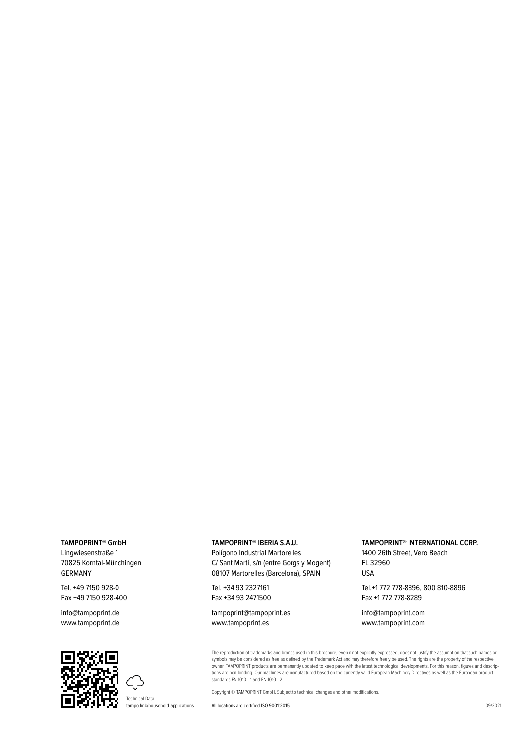**TAMPOPRINT® GmbH**
Lingwiesenstraße 1
70825 Korntal-Münchingen
GERMANY

Tel. +49 7150 928-0
Fax +49 7150 928-400

info@tampoprint.de
www.tampoprint.de

**TAMPOPRINT® IBERIA S.A.U.**
Polígono Industrial Martorelles
C/ Sant Martí, s/n (entre Gorgs y Mogent)
08107 Martorelles (Barcelona), SPAIN

Tel. +34 93 2327161
Fax +34 93 2471500

tampoprint@tampoprint.es
www.tampoprint.es

**TAMPOPRINT® INTERNATIONAL CORP.**
1400 26th Street, Vero Beach
FL 32960
USA

Tel.+1 772 778-8896, 800 810-8896
Fax +1 772 778-8289

info@tampoprint.com
www.tampoprint.com

Technical Data
tampo.link/household-applications

The reproduction of trademarks and brands used in this brochure, even if not explicitly expressed, does not justify the assumption that such names or symbols may be considered as free as defined by the Trademark Act and may therefore freely be used. The rights are the property of the respective owner. TAMPOPRINT products are permanently updated to keep pace with the latest technological developments. For this reason, figures and descriptions are non-binding. Our machines are manufactured based on the currently valid European Machinery Directives as well as the European product standards EN 1010 - 1 and EN 1010 - 2.

Copyright © TAMPOPRINT GmbH. Subject to technical changes and other modifications.

All locations are certified ISO 9001:2015

09/2021